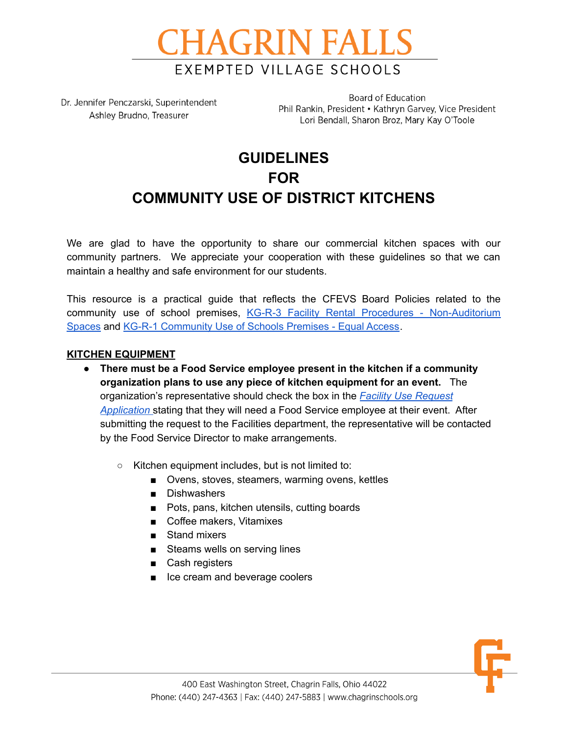# CHAGRIN FALLS

EXEMPTED VILLAGE SCHOOLS

Dr. Jennifer Penczarski, Superintendent
Ashley Brudno, Treasurer

Board of Education
Phil Rankin, President • Kathryn Garvey, Vice President
Lori Bendall, Sharon Broz, Mary Kay O'Toole

# GUIDELINES FOR COMMUNITY USE OF DISTRICT KITCHENS

We are glad to have the opportunity to share our commercial kitchen spaces with our community partners. We appreciate your cooperation with these guidelines so that we can maintain a healthy and safe environment for our students.

This resource is a practical guide that reflects the CFEVS Board Policies related to the community use of school premises, KG-R-3 Facility Rental Procedures - Non-Auditorium Spaces and KG-R-1 Community Use of Schools Premises - Equal Access.

## KITCHEN EQUIPMENT

- **There must be a Food Service employee present in the kitchen if a community organization plans to use any piece of kitchen equipment for an event.** The organization's representative should check the box in the *Facility Use Request Application* stating that they will need a Food Service employee at their event. After submitting the request to the Facilities department, the representative will be contacted by the Food Service Director to make arrangements.
  - Kitchen equipment includes, but is not limited to:
    - Ovens, stoves, steamers, warming ovens, kettles
    - Dishwashers
    - Pots, pans, kitchen utensils, cutting boards
    - Coffee makers, Vitamixes
    - Stand mixers
    - Steams wells on serving lines
    - Cash registers
    - Ice cream and beverage coolers

400 East Washington Street, Chagrin Falls, Ohio 44022
Phone: (440) 247-4363 | Fax: (440) 247-5883 | www.chagrinschools.org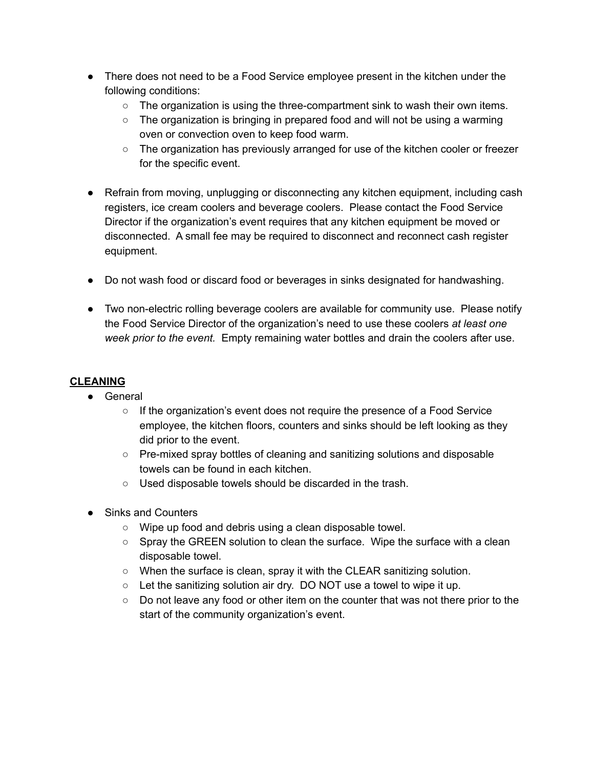- There does not need to be a Food Service employee present in the kitchen under the following conditions:
    - The organization is using the three-compartment sink to wash their own items.
    - The organization is bringing in prepared food and will not be using a warming oven or convection oven to keep food warm.
    - The organization has previously arranged for use of the kitchen cooler or freezer for the specific event.

- Refrain from moving, unplugging or disconnecting any kitchen equipment, including cash registers, ice cream coolers and beverage coolers. Please contact the Food Service Director if the organization's event requires that any kitchen equipment be moved or disconnected. A small fee may be required to disconnect and reconnect cash register equipment.

- Do not wash food or discard food or beverages in sinks designated for handwashing.

- Two non-electric rolling beverage coolers are available for community use. Please notify the Food Service Director of the organization's need to use these coolers *at least one week prior to the event.* Empty remaining water bottles and drain the coolers after use.

**CLEANING**

- General
    - If the organization's event does not require the presence of a Food Service employee, the kitchen floors, counters and sinks should be left looking as they did prior to the event.
    - Pre-mixed spray bottles of cleaning and sanitizing solutions and disposable towels can be found in each kitchen.
    - Used disposable towels should be discarded in the trash.

- Sinks and Counters
    - Wipe up food and debris using a clean disposable towel.
    - Spray the GREEN solution to clean the surface. Wipe the surface with a clean disposable towel.
    - When the surface is clean, spray it with the CLEAR sanitizing solution.
    - Let the sanitizing solution air dry. DO NOT use a towel to wipe it up.
    - Do not leave any food or other item on the counter that was not there prior to the start of the community organization's event.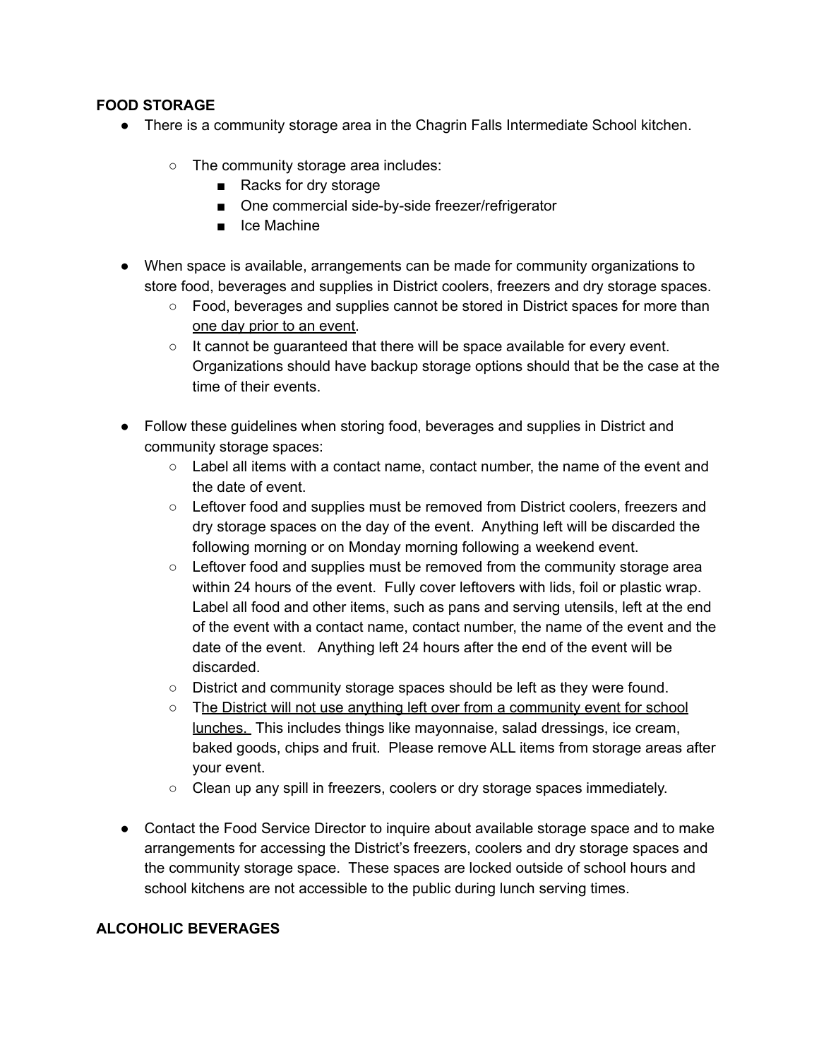**FOOD STORAGE**

- There is a community storage area in the Chagrin Falls Intermediate School kitchen.

  - The community storage area includes:
    - Racks for dry storage
    - One commercial side-by-side freezer/refrigerator
    - Ice Machine

- When space is available, arrangements can be made for community organizations to store food, beverages and supplies in District coolers, freezers and dry storage spaces.
  - Food, beverages and supplies cannot be stored in District spaces for more than <u>one day prior to an event</u>.
  - It cannot be guaranteed that there will be space available for every event. Organizations should have backup storage options should that be the case at the time of their events.

- Follow these guidelines when storing food, beverages and supplies in District and community storage spaces:
  - Label all items with a contact name, contact number, the name of the event and the date of event.
  - Leftover food and supplies must be removed from District coolers, freezers and dry storage spaces on the day of the event. Anything left will be discarded the following morning or on Monday morning following a weekend event.
  - Leftover food and supplies must be removed from the community storage area within 24 hours of the event. Fully cover leftovers with lids, foil or plastic wrap. Label all food and other items, such as pans and serving utensils, left at the end of the event with a contact name, contact number, the name of the event and the date of the event. Anything left 24 hours after the end of the event will be discarded.
  - District and community storage spaces should be left as they were found.
  - T<u>he District will not use anything left over from a community event for school lunches.</u> This includes things like mayonnaise, salad dressings, ice cream, baked goods, chips and fruit. Please remove ALL items from storage areas after your event.
  - Clean up any spill in freezers, coolers or dry storage spaces immediately.

- Contact the Food Service Director to inquire about available storage space and to make arrangements for accessing the District's freezers, coolers and dry storage spaces and the community storage space. These spaces are locked outside of school hours and school kitchens are not accessible to the public during lunch serving times.

**ALCOHOLIC BEVERAGES**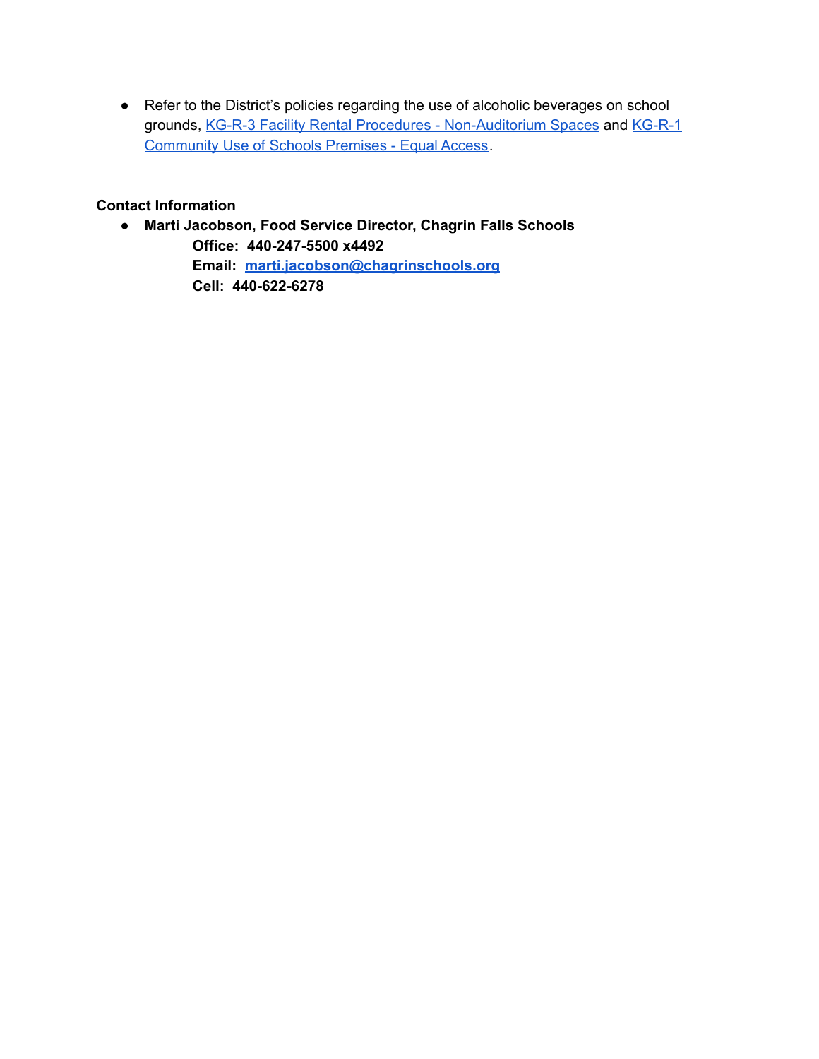- Refer to the District's policies regarding the use of alcoholic beverages on school grounds, KG-R-3 Facility Rental Procedures - Non-Auditorium Spaces and KG-R-1 Community Use of Schools Premises - Equal Access.

**Contact Information**

- **Marti Jacobson, Food Service Director, Chagrin Falls Schools**
  **Office: 440-247-5500 x4492**
  **Email: marti.jacobson@chagrinschools.org**
  **Cell: 440-622-6278**